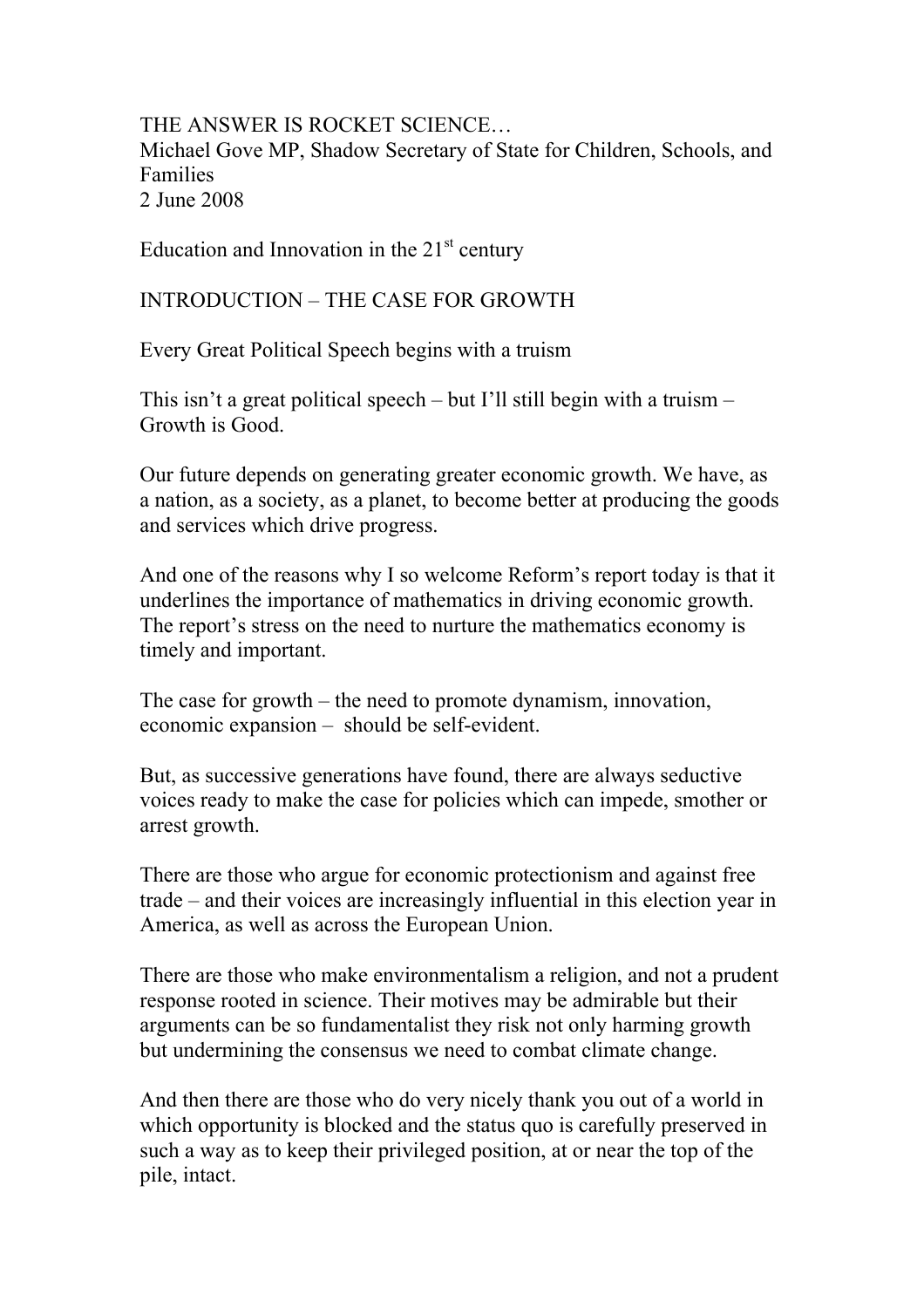# THE ANSWER IS ROCKET SCIENCE…

Michael Gove MP, Shadow Secretary of State for Children, Schools, and Families

2 June 2008

Education and Innovation in the 21st century

## INTRODUCTION – THE CASE FOR GROWTH

Every Great Political Speech begins with a truism

This isn't a great political speech – but I'll still begin with a truism – Growth is Good.

Our future depends on generating greater economic growth. We have, as a nation, as a society, as a planet, to become better at producing the goods and services which drive progress.

And one of the reasons why I so welcome Reform's report today is that it underlines the importance of mathematics in driving economic growth. The report's stress on the need to nurture the mathematics economy is timely and important.

The case for growth – the need to promote dynamism, innovation, economic expansion – should be self-evident.

But, as successive generations have found, there are always seductive voices ready to make the case for policies which can impede, smother or arrest growth.

There are those who argue for economic protectionism and against free trade – and their voices are increasingly influential in this election year in America, as well as across the European Union.

There are those who make environmentalism a religion, and not a prudent response rooted in science. Their motives may be admirable but their arguments can be so fundamentalist they risk not only harming growth but undermining the consensus we need to combat climate change.

And then there are those who do very nicely thank you out of a world in which opportunity is blocked and the status quo is carefully preserved in such a way as to keep their privileged position, at or near the top of the pile, intact.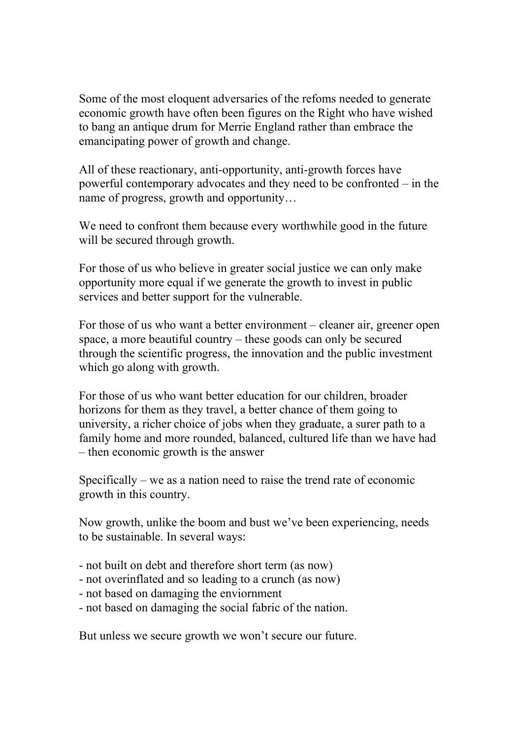Some of the most eloquent adversaries of the refoms needed to generate economic growth have often been figures on the Right who have wished to bang an antique drum for Merrie England rather than embrace the emancipating power of growth and change.

All of these reactionary, anti-opportunity, anti-growth forces have powerful contemporary advocates and they need to be confronted – in the name of progress, growth and opportunity…

We need to confront them because every worthwhile good in the future will be secured through growth.

For those of us who believe in greater social justice we can only make opportunity more equal if we generate the growth to invest in public services and better support for the vulnerable.

For those of us who want a better environment – cleaner air, greener open space, a more beautiful country – these goods can only be secured through the scientific progress, the innovation and the public investment which go along with growth.

For those of us who want better education for our children, broader horizons for them as they travel, a better chance of them going to university, a richer choice of jobs when they graduate, a surer path to a family home and more rounded, balanced, cultured life than we have had – then economic growth is the answer

Specifically – we as a nation need to raise the trend rate of economic growth in this country.

Now growth, unlike the boom and bust we've been experiencing, needs to be sustainable. In several ways:

- not built on debt and therefore short term (as now)
- not overinflated and so leading to a crunch (as now)
- not based on damaging the enviornment
- not based on damaging the social fabric of the nation.

But unless we secure growth we won't secure our future.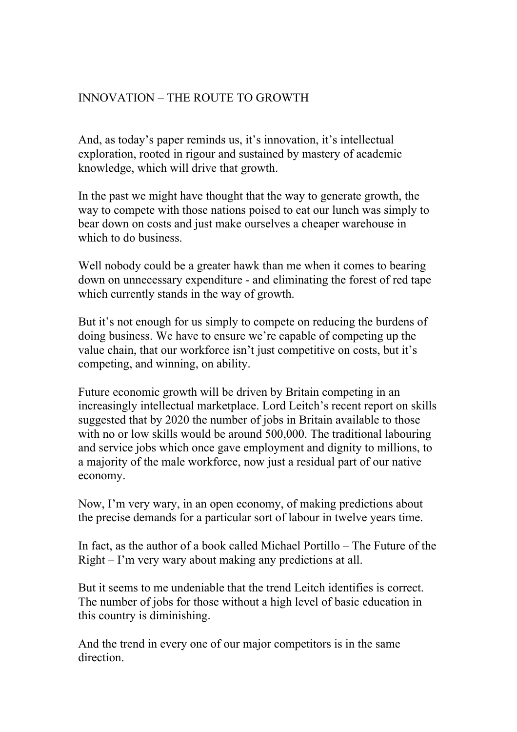## INNOVATION – THE ROUTE TO GROWTH

And, as today's paper reminds us, it's innovation, it's intellectual exploration, rooted in rigour and sustained by mastery of academic knowledge, which will drive that growth.

In the past we might have thought that the way to generate growth, the way to compete with those nations poised to eat our lunch was simply to bear down on costs and just make ourselves a cheaper warehouse in which to do business.

Well nobody could be a greater hawk than me when it comes to bearing down on unnecessary expenditure - and eliminating the forest of red tape which currently stands in the way of growth.

But it's not enough for us simply to compete on reducing the burdens of doing business. We have to ensure we're capable of competing up the value chain, that our workforce isn't just competitive on costs, but it's competing, and winning, on ability.

Future economic growth will be driven by Britain competing in an increasingly intellectual marketplace. Lord Leitch's recent report on skills suggested that by 2020 the number of jobs in Britain available to those with no or low skills would be around 500,000. The traditional labouring and service jobs which once gave employment and dignity to millions, to a majority of the male workforce, now just a residual part of our native economy.

Now, I'm very wary, in an open economy, of making predictions about the precise demands for a particular sort of labour in twelve years time.

In fact, as the author of a book called Michael Portillo – The Future of the Right – I'm very wary about making any predictions at all.

But it seems to me undeniable that the trend Leitch identifies is correct. The number of jobs for those without a high level of basic education in this country is diminishing.

And the trend in every one of our major competitors is in the same direction.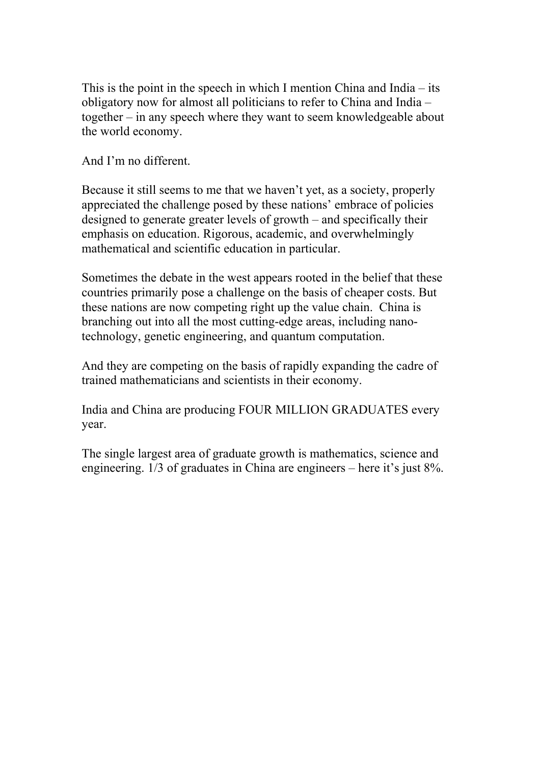This is the point in the speech in which I mention China and India – its obligatory now for almost all politicians to refer to China and India – together – in any speech where they want to seem knowledgeable about the world economy.

And I'm no different.

Because it still seems to me that we haven't yet, as a society, properly appreciated the challenge posed by these nations' embrace of policies designed to generate greater levels of growth – and specifically their emphasis on education. Rigorous, academic, and overwhelmingly mathematical and scientific education in particular.

Sometimes the debate in the west appears rooted in the belief that these countries primarily pose a challenge on the basis of cheaper costs. But these nations are now competing right up the value chain. China is branching out into all the most cutting-edge areas, including nano-technology, genetic engineering, and quantum computation.

And they are competing on the basis of rapidly expanding the cadre of trained mathematicians and scientists in their economy.

India and China are producing FOUR MILLION GRADUATES every year.

The single largest area of graduate growth is mathematics, science and engineering. 1/3 of graduates in China are engineers – here it's just 8%.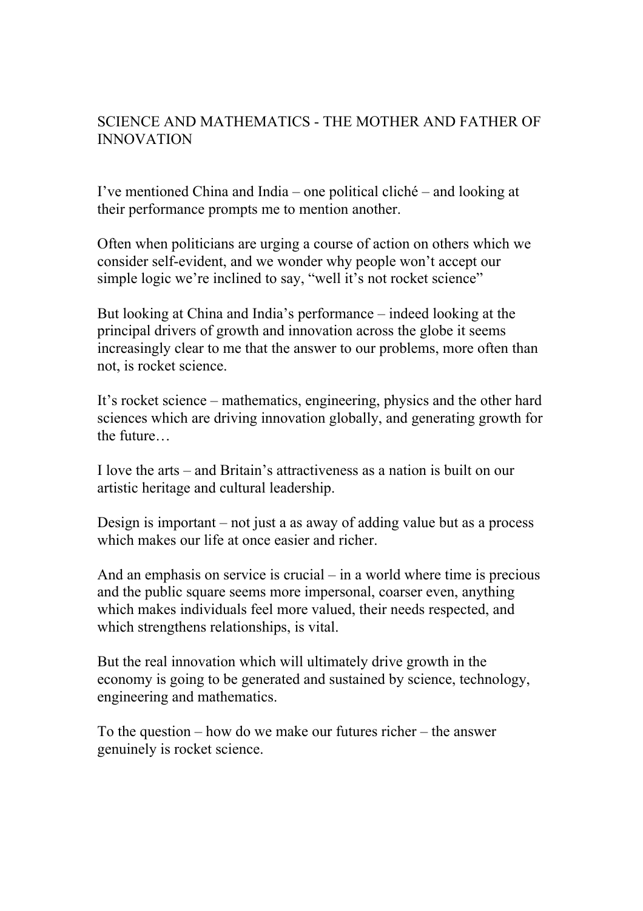## SCIENCE AND MATHEMATICS - THE MOTHER AND FATHER OF INNOVATION

I've mentioned China and India – one political cliché – and looking at their performance prompts me to mention another.

Often when politicians are urging a course of action on others which we consider self-evident, and we wonder why people won't accept our simple logic we're inclined to say, "well it's not rocket science"

But looking at China and India's performance – indeed looking at the principal drivers of growth and innovation across the globe it seems increasingly clear to me that the answer to our problems, more often than not, is rocket science.

It's rocket science – mathematics, engineering, physics and the other hard sciences which are driving innovation globally, and generating growth for the future…

I love the arts – and Britain's attractiveness as a nation is built on our artistic heritage and cultural leadership.

Design is important – not just a as away of adding value but as a process which makes our life at once easier and richer.

And an emphasis on service is crucial – in a world where time is precious and the public square seems more impersonal, coarser even, anything which makes individuals feel more valued, their needs respected, and which strengthens relationships, is vital.

But the real innovation which will ultimately drive growth in the economy is going to be generated and sustained by science, technology, engineering and mathematics.

To the question – how do we make our futures richer – the answer genuinely is rocket science.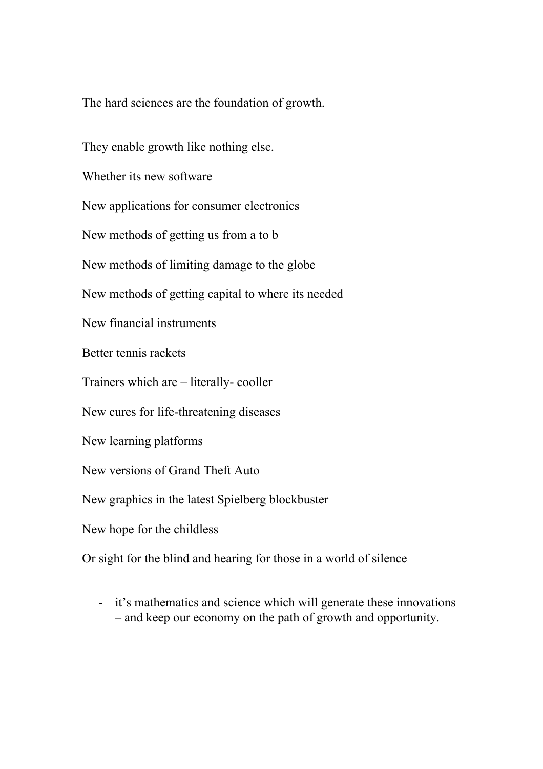The hard sciences are the foundation of growth.

They enable growth like nothing else.

Whether its new software

New applications for consumer electronics

New methods of getting us from a to b

New methods of limiting damage to the globe

New methods of getting capital to where its needed

New financial instruments

Better tennis rackets

Trainers which are – literally- cooller

New cures for life-threatening diseases

New learning platforms

New versions of Grand Theft Auto

New graphics in the latest Spielberg blockbuster

New hope for the childless

Or sight for the blind and hearing for those in a world of silence

- it's mathematics and science which will generate these innovations – and keep our economy on the path of growth and opportunity.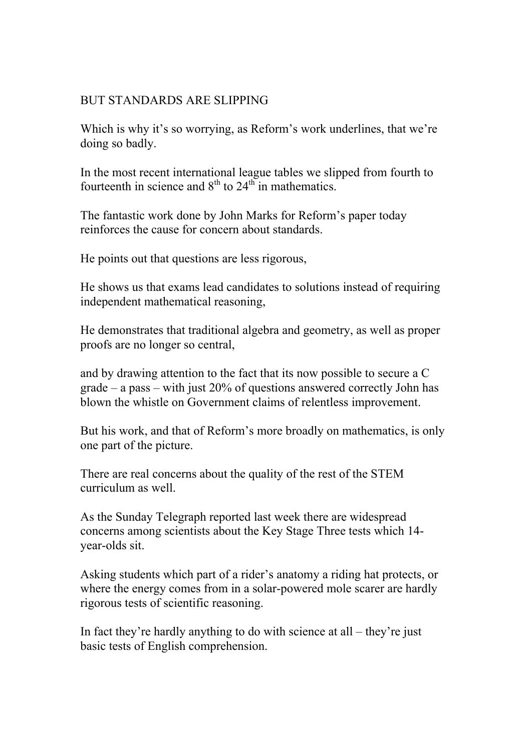## BUT STANDARDS ARE SLIPPING

Which is why it's so worrying, as Reform's work underlines, that we're doing so badly.

In the most recent international league tables we slipped from fourth to fourteenth in science and $8^{th}$ to $24^{th}$ in mathematics.

The fantastic work done by John Marks for Reform's paper today reinforces the cause for concern about standards.

He points out that questions are less rigorous,

He shows us that exams lead candidates to solutions instead of requiring independent mathematical reasoning,

He demonstrates that traditional algebra and geometry, as well as proper proofs are no longer so central,

and by drawing attention to the fact that its now possible to secure a C grade – a pass – with just 20% of questions answered correctly John has blown the whistle on Government claims of relentless improvement.

But his work, and that of Reform's more broadly on mathematics, is only one part of the picture.

There are real concerns about the quality of the rest of the STEM curriculum as well.

As the Sunday Telegraph reported last week there are widespread concerns among scientists about the Key Stage Three tests which 14-year-olds sit.

Asking students which part of a rider's anatomy a riding hat protects, or where the energy comes from in a solar-powered mole scarer are hardly rigorous tests of scientific reasoning.

In fact they're hardly anything to do with science at all – they're just basic tests of English comprehension.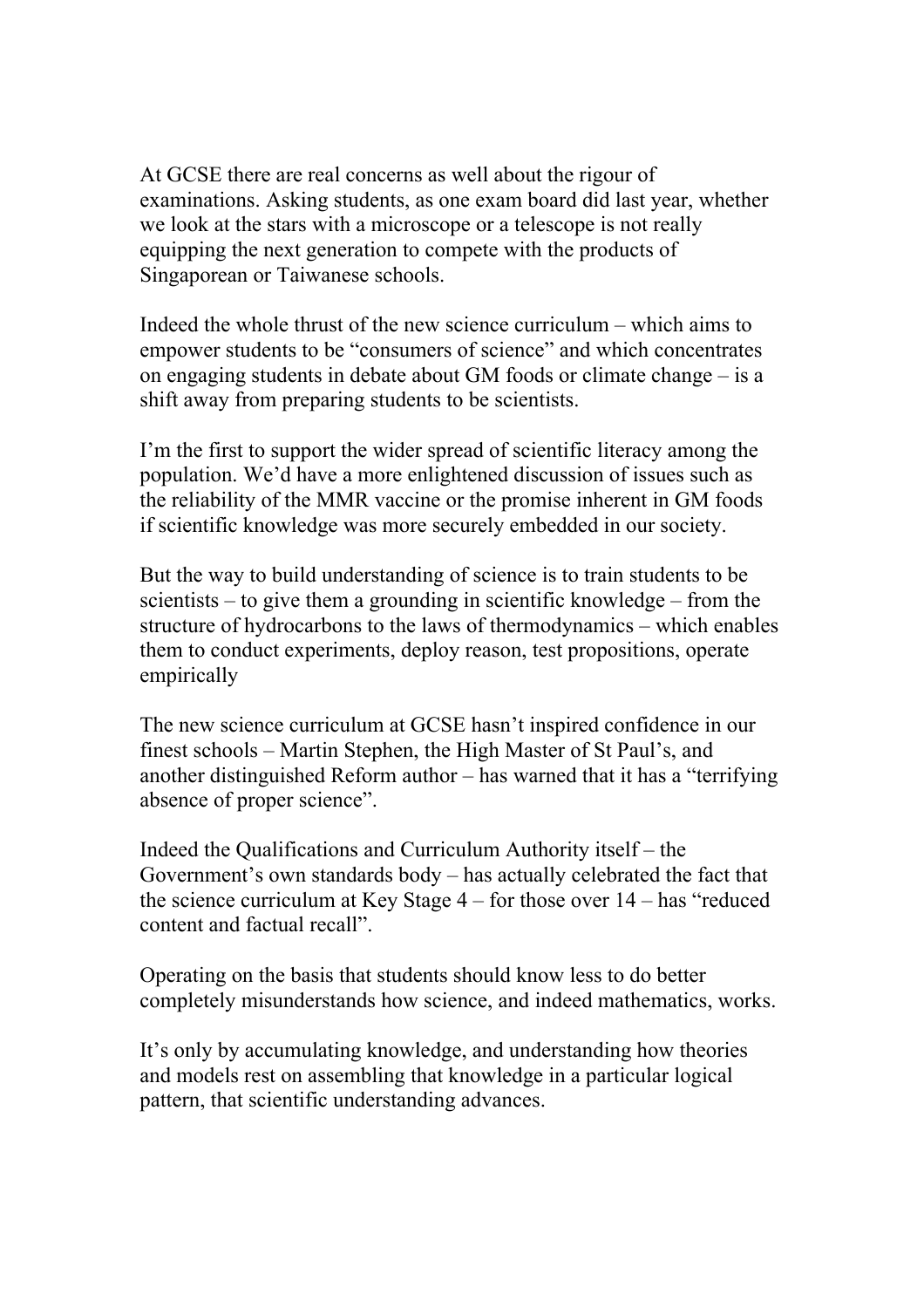At GCSE there are real concerns as well about the rigour of examinations. Asking students, as one exam board did last year, whether we look at the stars with a microscope or a telescope is not really equipping the next generation to compete with the products of Singaporean or Taiwanese schools.

Indeed the whole thrust of the new science curriculum – which aims to empower students to be "consumers of science" and which concentrates on engaging students in debate about GM foods or climate change – is a shift away from preparing students to be scientists.

I'm the first to support the wider spread of scientific literacy among the population. We'd have a more enlightened discussion of issues such as the reliability of the MMR vaccine or the promise inherent in GM foods if scientific knowledge was more securely embedded in our society.

But the way to build understanding of science is to train students to be scientists – to give them a grounding in scientific knowledge – from the structure of hydrocarbons to the laws of thermodynamics – which enables them to conduct experiments, deploy reason, test propositions, operate empirically

The new science curriculum at GCSE hasn't inspired confidence in our finest schools – Martin Stephen, the High Master of St Paul's, and another distinguished Reform author – has warned that it has a "terrifying absence of proper science".

Indeed the Qualifications and Curriculum Authority itself – the Government's own standards body – has actually celebrated the fact that the science curriculum at Key Stage 4 – for those over 14 – has "reduced content and factual recall".

Operating on the basis that students should know less to do better completely misunderstands how science, and indeed mathematics, works.

It's only by accumulating knowledge, and understanding how theories and models rest on assembling that knowledge in a particular logical pattern, that scientific understanding advances.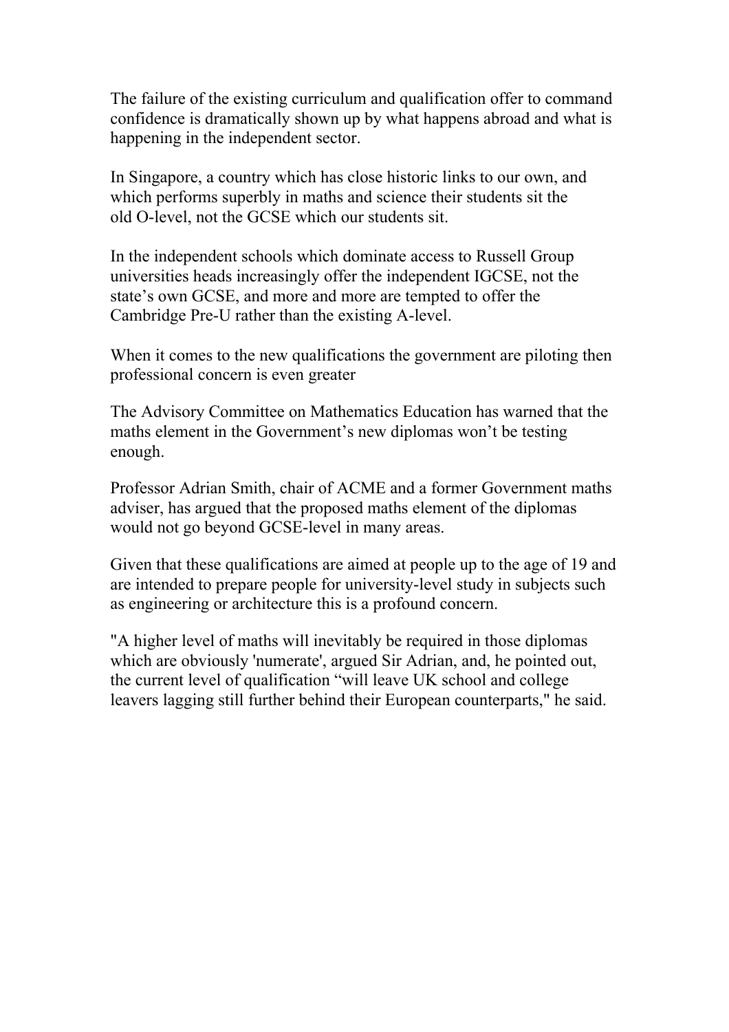The failure of the existing curriculum and qualification offer to command confidence is dramatically shown up by what happens abroad and what is happening in the independent sector.

In Singapore, a country which has close historic links to our own, and which performs superbly in maths and science their students sit the old O-level, not the GCSE which our students sit.

In the independent schools which dominate access to Russell Group universities heads increasingly offer the independent IGCSE, not the state's own GCSE, and more and more are tempted to offer the Cambridge Pre-U rather than the existing A-level.

When it comes to the new qualifications the government are piloting then professional concern is even greater

The Advisory Committee on Mathematics Education has warned that the maths element in the Government's new diplomas won't be testing enough.

Professor Adrian Smith, chair of ACME and a former Government maths adviser, has argued that the proposed maths element of the diplomas would not go beyond GCSE-level in many areas.

Given that these qualifications are aimed at people up to the age of 19 and are intended to prepare people for university-level study in subjects such as engineering or architecture this is a profound concern.

"A higher level of maths will inevitably be required in those diplomas which are obviously 'numerate', argued Sir Adrian, and, he pointed out, the current level of qualification "will leave UK school and college leavers lagging still further behind their European counterparts," he said.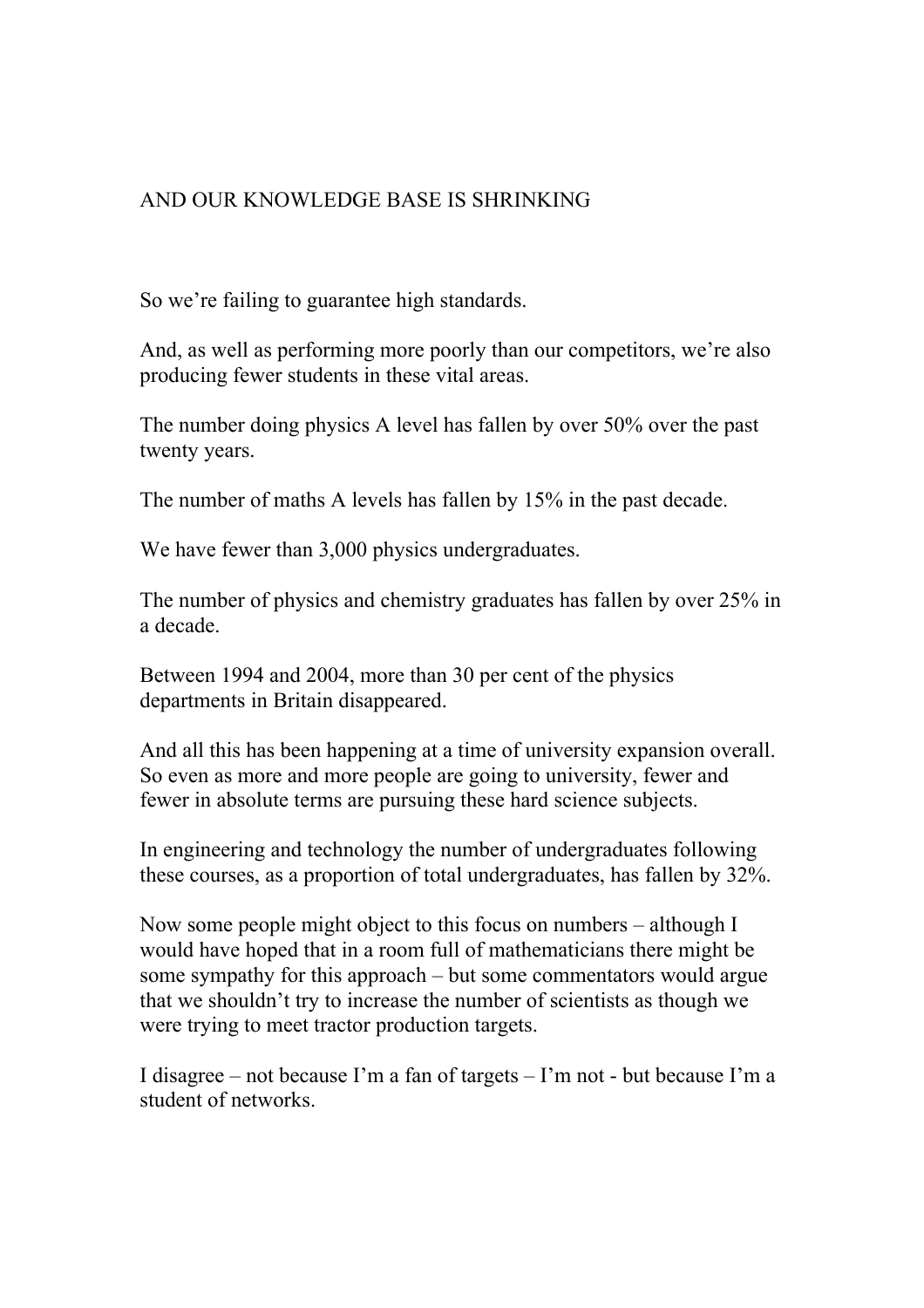## AND OUR KNOWLEDGE BASE IS SHRINKING

So we're failing to guarantee high standards.

And, as well as performing more poorly than our competitors, we're also producing fewer students in these vital areas.

The number doing physics A level has fallen by over 50% over the past twenty years.

The number of maths A levels has fallen by 15% in the past decade.

We have fewer than 3,000 physics undergraduates.

The number of physics and chemistry graduates has fallen by over 25% in a decade.

Between 1994 and 2004, more than 30 per cent of the physics departments in Britain disappeared.

And all this has been happening at a time of university expansion overall. So even as more and more people are going to university, fewer and fewer in absolute terms are pursuing these hard science subjects.

In engineering and technology the number of undergraduates following these courses, as a proportion of total undergraduates, has fallen by 32%.

Now some people might object to this focus on numbers – although I would have hoped that in a room full of mathematicians there might be some sympathy for this approach – but some commentators would argue that we shouldn't try to increase the number of scientists as though we were trying to meet tractor production targets.

I disagree – not because I'm a fan of targets – I'm not - but because I'm a student of networks.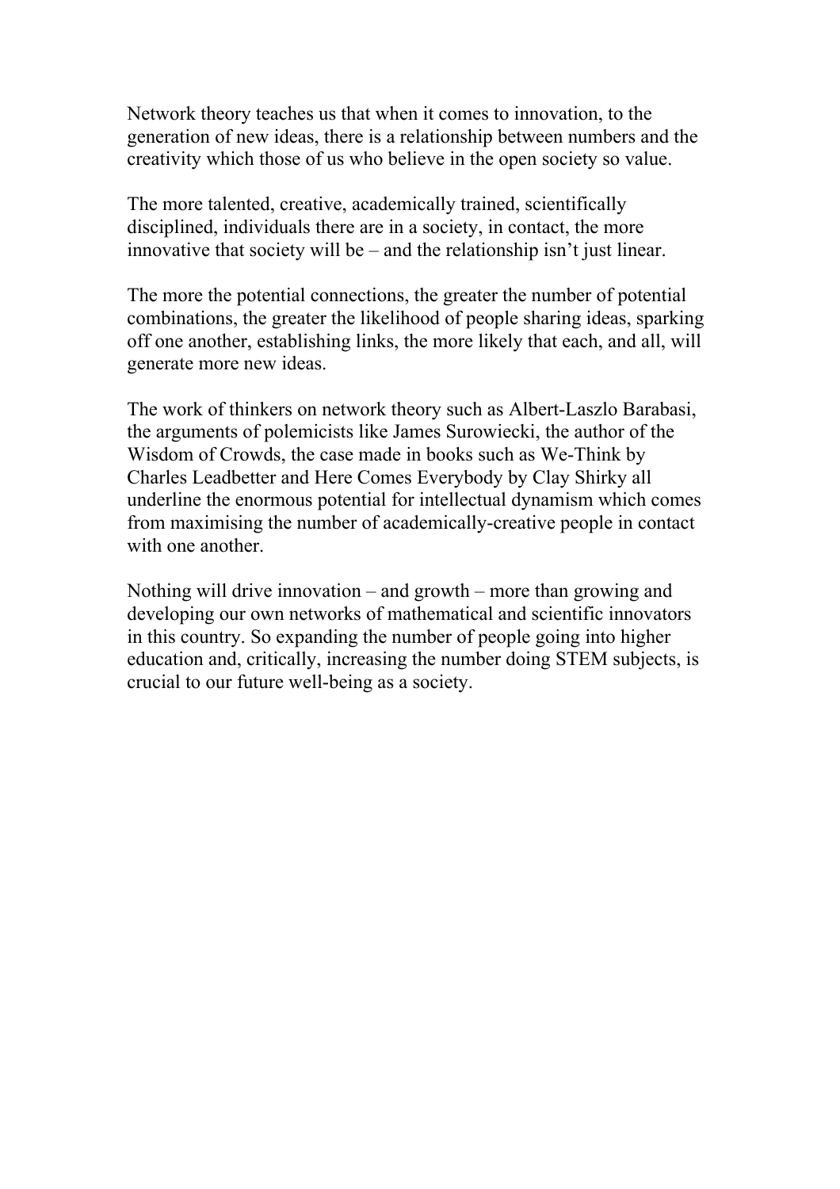Network theory teaches us that when it comes to innovation, to the generation of new ideas, there is a relationship between numbers and the creativity which those of us who believe in the open society so value.

The more talented, creative, academically trained, scientifically disciplined, individuals there are in a society, in contact, the more innovative that society will be – and the relationship isn't just linear.

The more the potential connections, the greater the number of potential combinations, the greater the likelihood of people sharing ideas, sparking off one another, establishing links, the more likely that each, and all, will generate more new ideas.

The work of thinkers on network theory such as Albert-Laszlo Barabasi, the arguments of polemicists like James Surowiecki, the author of the Wisdom of Crowds, the case made in books such as We-Think by Charles Leadbetter and Here Comes Everybody by Clay Shirky all underline the enormous potential for intellectual dynamism which comes from maximising the number of academically-creative people in contact with one another.

Nothing will drive innovation – and growth – more than growing and developing our own networks of mathematical and scientific innovators in this country. So expanding the number of people going into higher education and, critically, increasing the number doing STEM subjects, is crucial to our future well-being as a society.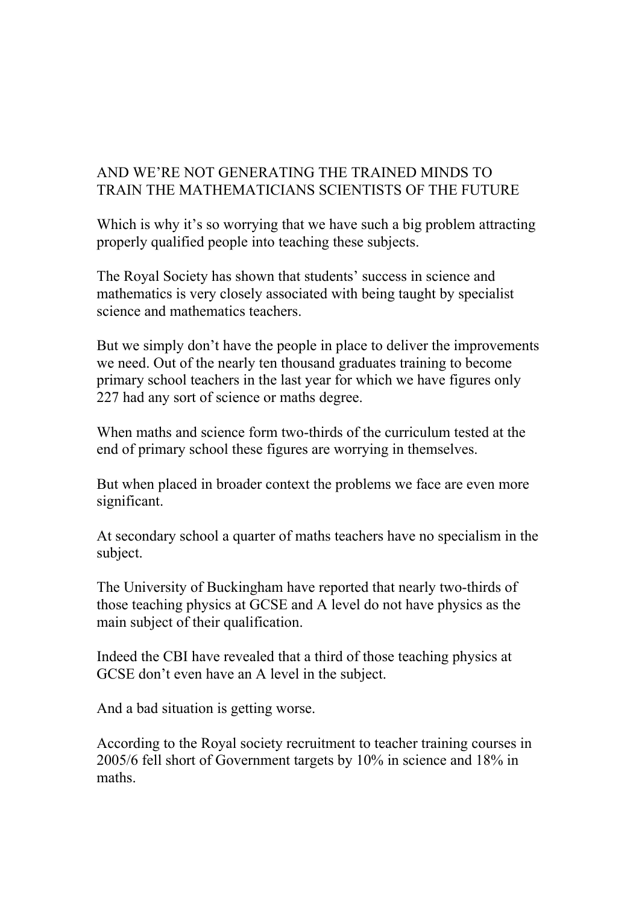AND WE'RE NOT GENERATING THE TRAINED MINDS TO TRAIN THE MATHEMATICIANS SCIENTISTS OF THE FUTURE

Which is why it's so worrying that we have such a big problem attracting properly qualified people into teaching these subjects.

The Royal Society has shown that students' success in science and mathematics is very closely associated with being taught by specialist science and mathematics teachers.

But we simply don't have the people in place to deliver the improvements we need. Out of the nearly ten thousand graduates training to become primary school teachers in the last year for which we have figures only 227 had any sort of science or maths degree.

When maths and science form two-thirds of the curriculum tested at the end of primary school these figures are worrying in themselves.

But when placed in broader context the problems we face are even more significant.

At secondary school a quarter of maths teachers have no specialism in the subject.

The University of Buckingham have reported that nearly two-thirds of those teaching physics at GCSE and A level do not have physics as the main subject of their qualification.

Indeed the CBI have revealed that a third of those teaching physics at GCSE don't even have an A level in the subject.

And a bad situation is getting worse.

According to the Royal society recruitment to teacher training courses in 2005/6 fell short of Government targets by 10% in science and 18% in maths.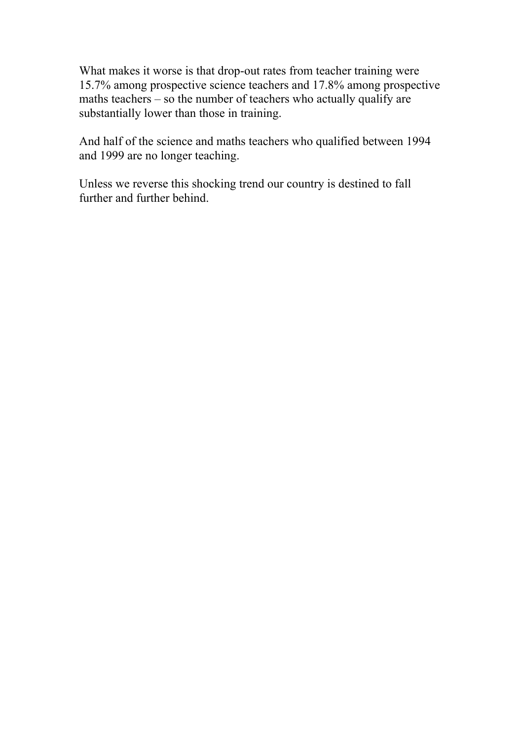What makes it worse is that drop-out rates from teacher training were 15.7% among prospective science teachers and 17.8% among prospective maths teachers – so the number of teachers who actually qualify are substantially lower than those in training.

And half of the science and maths teachers who qualified between 1994 and 1999 are no longer teaching.

Unless we reverse this shocking trend our country is destined to fall further and further behind.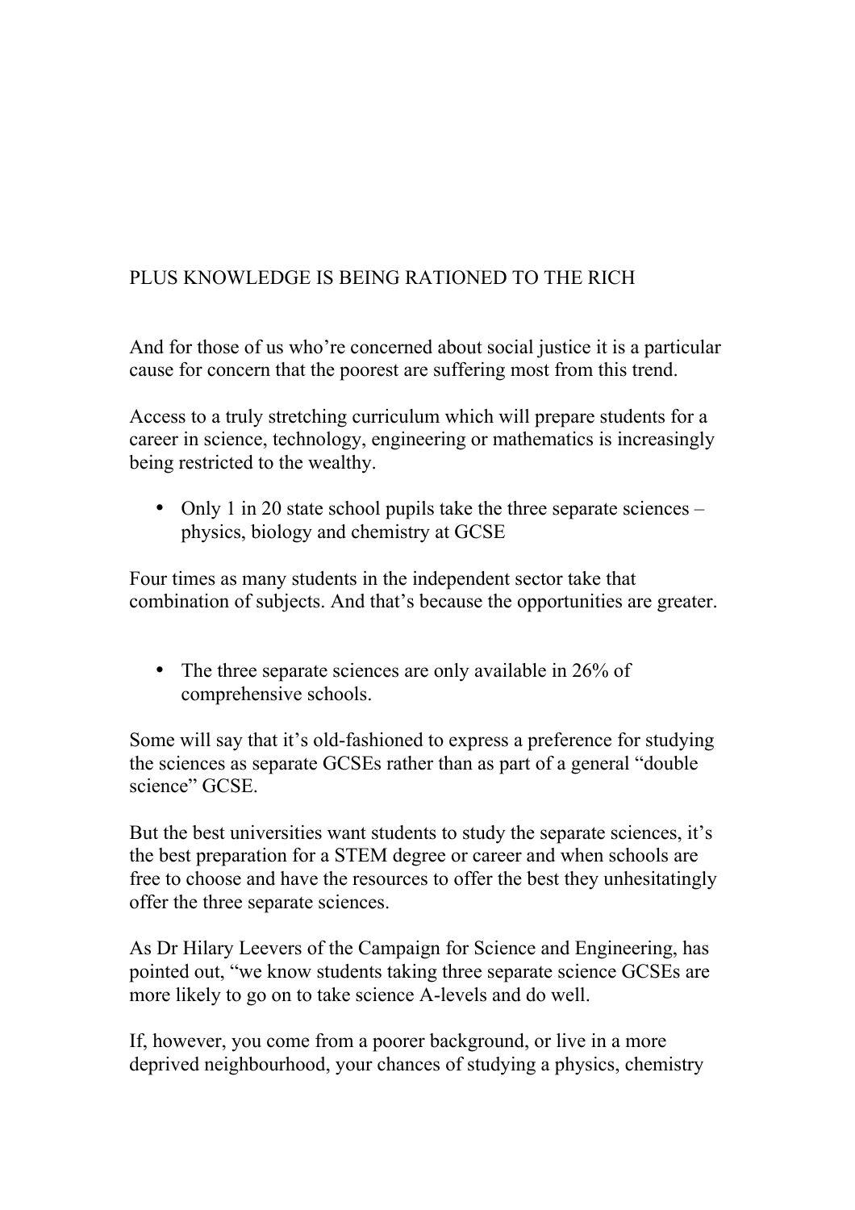## PLUS KNOWLEDGE IS BEING RATIONED TO THE RICH

And for those of us who're concerned about social justice it is a particular cause for concern that the poorest are suffering most from this trend.

Access to a truly stretching curriculum which will prepare students for a career in science, technology, engineering or mathematics is increasingly being restricted to the wealthy.

- Only 1 in 20 state school pupils take the three separate sciences – physics, biology and chemistry at GCSE

Four times as many students in the independent sector take that combination of subjects. And that's because the opportunities are greater.

- The three separate sciences are only available in 26% of comprehensive schools.

Some will say that it's old-fashioned to express a preference for studying the sciences as separate GCSEs rather than as part of a general "double science" GCSE.

But the best universities want students to study the separate sciences, it's the best preparation for a STEM degree or career and when schools are free to choose and have the resources to offer the best they unhesitatingly offer the three separate sciences.

As Dr Hilary Leevers of the Campaign for Science and Engineering, has pointed out, "we know students taking three separate science GCSEs are more likely to go on to take science A-levels and do well.

If, however, you come from a poorer background, or live in a more deprived neighbourhood, your chances of studying a physics, chemistry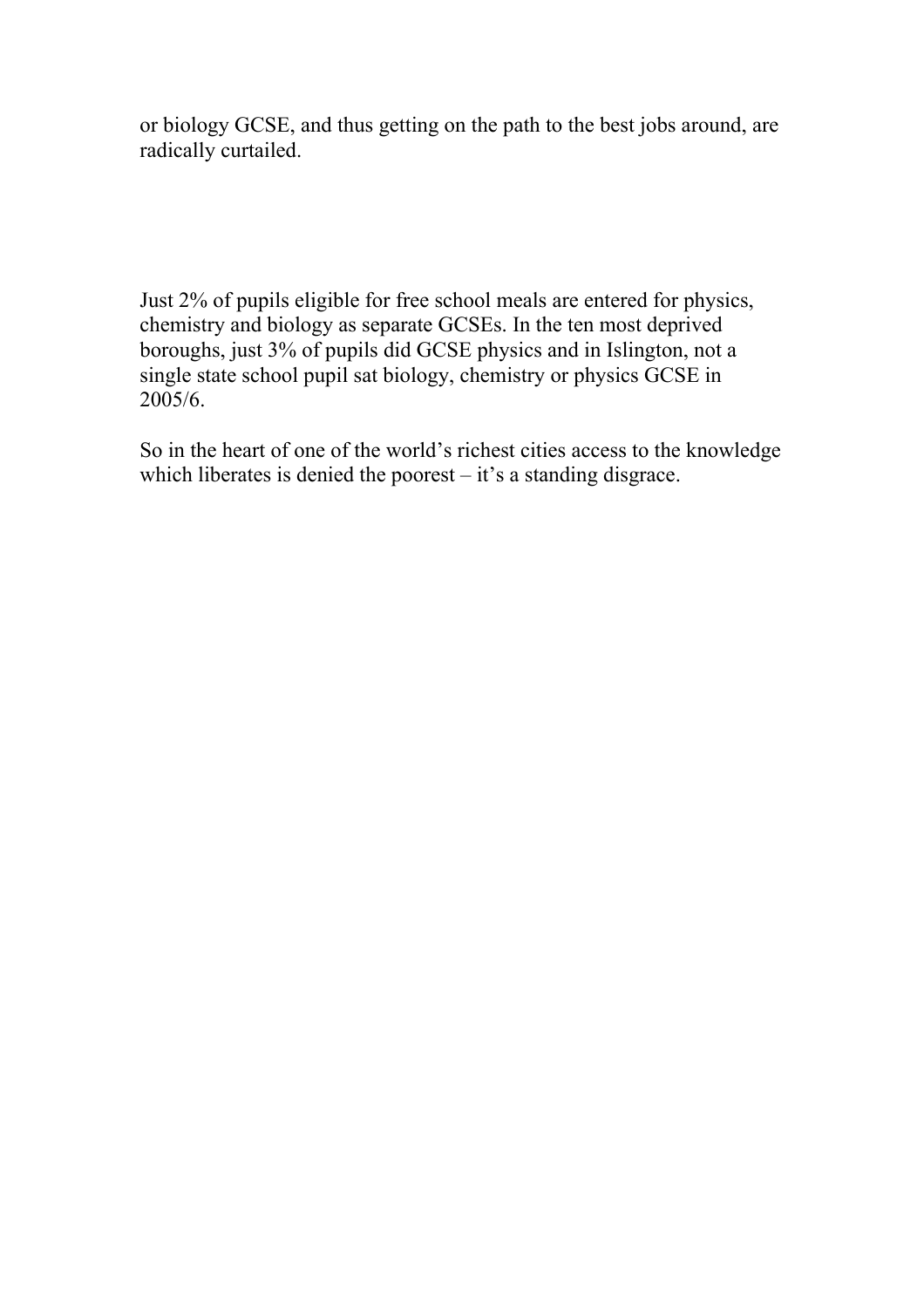or biology GCSE, and thus getting on the path to the best jobs around, are radically curtailed.

Just 2% of pupils eligible for free school meals are entered for physics, chemistry and biology as separate GCSEs. In the ten most deprived boroughs, just 3% of pupils did GCSE physics and in Islington, not a single state school pupil sat biology, chemistry or physics GCSE in 2005/6.

So in the heart of one of the world's richest cities access to the knowledge which liberates is denied the poorest – it's a standing disgrace.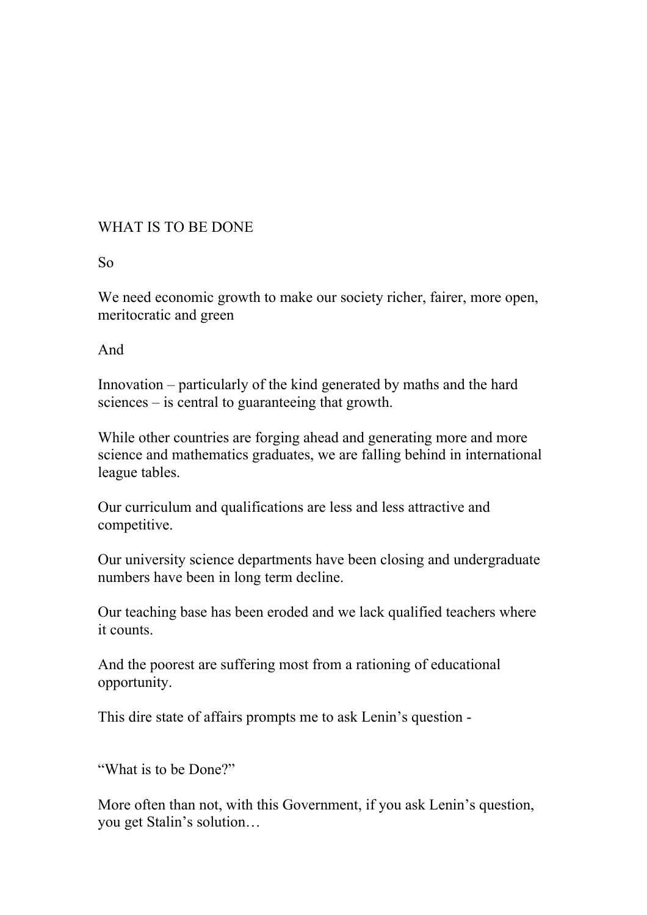## WHAT IS TO BE DONE

So

We need economic growth to make our society richer, fairer, more open, meritocratic and green

And

Innovation – particularly of the kind generated by maths and the hard sciences – is central to guaranteeing that growth.

While other countries are forging ahead and generating more and more science and mathematics graduates, we are falling behind in international league tables.

Our curriculum and qualifications are less and less attractive and competitive.

Our university science departments have been closing and undergraduate numbers have been in long term decline.

Our teaching base has been eroded and we lack qualified teachers where it counts.

And the poorest are suffering most from a rationing of educational opportunity.

This dire state of affairs prompts me to ask Lenin's question -

"What is to be Done?"

More often than not, with this Government, if you ask Lenin's question, you get Stalin's solution…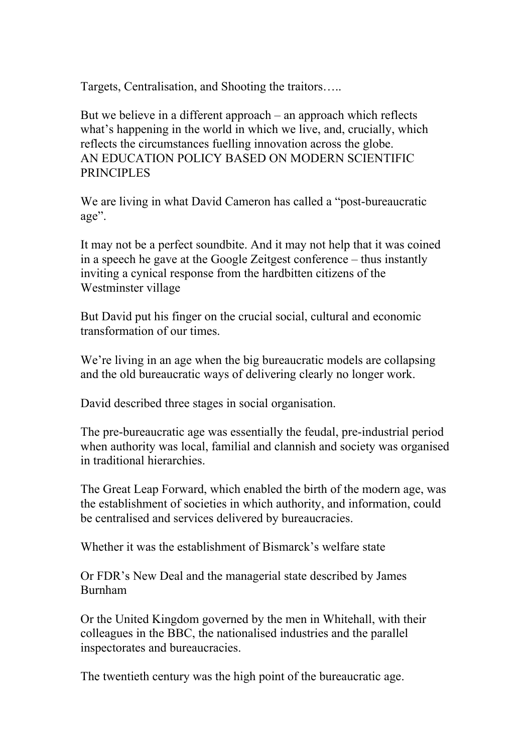Targets, Centralisation, and Shooting the traitors…..

But we believe in a different approach – an approach which reflects what's happening in the world in which we live, and, crucially, which reflects the circumstances fuelling innovation across the globe.

## AN EDUCATION POLICY BASED ON MODERN SCIENTIFIC PRINCIPLES

We are living in what David Cameron has called a "post-bureaucratic age".

It may not be a perfect soundbite. And it may not help that it was coined in a speech he gave at the Google Zeitgest conference – thus instantly inviting a cynical response from the hardbitten citizens of the Westminster village

But David put his finger on the crucial social, cultural and economic transformation of our times.

We're living in an age when the big bureaucratic models are collapsing and the old bureaucratic ways of delivering clearly no longer work.

David described three stages in social organisation.

The pre-bureaucratic age was essentially the feudal, pre-industrial period when authority was local, familial and clannish and society was organised in traditional hierarchies.

The Great Leap Forward, which enabled the birth of the modern age, was the establishment of societies in which authority, and information, could be centralised and services delivered by bureaucracies.

Whether it was the establishment of Bismarck's welfare state

Or FDR's New Deal and the managerial state described by James Burnham

Or the United Kingdom governed by the men in Whitehall, with their colleagues in the BBC, the nationalised industries and the parallel inspectorates and bureaucracies.

The twentieth century was the high point of the bureaucratic age.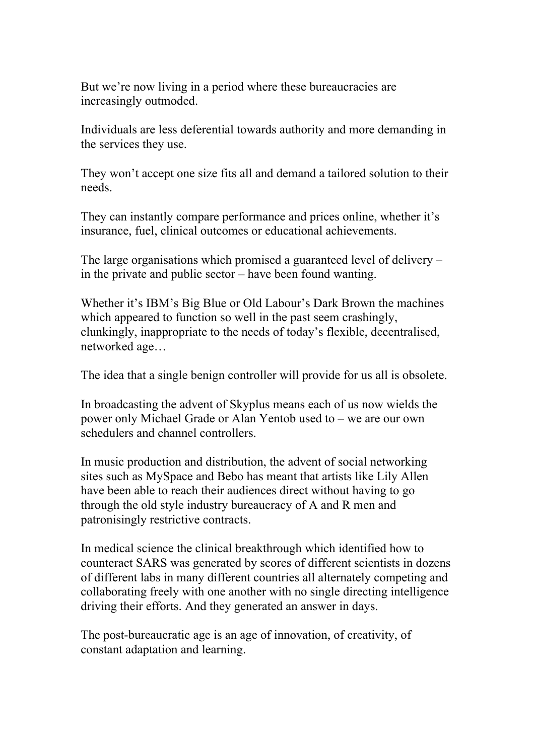But we're now living in a period where these bureaucracies are increasingly outmoded.

Individuals are less deferential towards authority and more demanding in the services they use.

They won't accept one size fits all and demand a tailored solution to their needs.

They can instantly compare performance and prices online, whether it's insurance, fuel, clinical outcomes or educational achievements.

The large organisations which promised a guaranteed level of delivery – in the private and public sector – have been found wanting.

Whether it's IBM's Big Blue or Old Labour's Dark Brown the machines which appeared to function so well in the past seem crashingly, clunkingly, inappropriate to the needs of today's flexible, decentralised, networked age…

The idea that a single benign controller will provide for us all is obsolete.

In broadcasting the advent of Skyplus means each of us now wields the power only Michael Grade or Alan Yentob used to – we are our own schedulers and channel controllers.

In music production and distribution, the advent of social networking sites such as MySpace and Bebo has meant that artists like Lily Allen have been able to reach their audiences direct without having to go through the old style industry bureaucracy of A and R men and patronisingly restrictive contracts.

In medical science the clinical breakthrough which identified how to counteract SARS was generated by scores of different scientists in dozens of different labs in many different countries all alternately competing and collaborating freely with one another with no single directing intelligence driving their efforts. And they generated an answer in days.

The post-bureaucratic age is an age of innovation, of creativity, of constant adaptation and learning.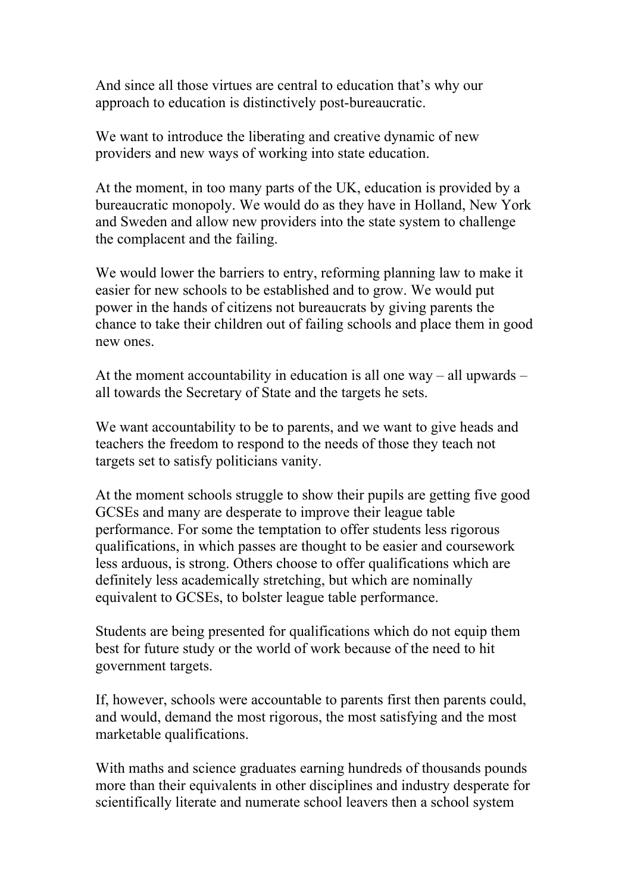And since all those virtues are central to education that's why our approach to education is distinctively post-bureaucratic.

We want to introduce the liberating and creative dynamic of new providers and new ways of working into state education.

At the moment, in too many parts of the UK, education is provided by a bureaucratic monopoly. We would do as they have in Holland, New York and Sweden and allow new providers into the state system to challenge the complacent and the failing.

We would lower the barriers to entry, reforming planning law to make it easier for new schools to be established and to grow. We would put power in the hands of citizens not bureaucrats by giving parents the chance to take their children out of failing schools and place them in good new ones.

At the moment accountability in education is all one way – all upwards – all towards the Secretary of State and the targets he sets.

We want accountability to be to parents, and we want to give heads and teachers the freedom to respond to the needs of those they teach not targets set to satisfy politicians vanity.

At the moment schools struggle to show their pupils are getting five good GCSEs and many are desperate to improve their league table performance. For some the temptation to offer students less rigorous qualifications, in which passes are thought to be easier and coursework less arduous, is strong. Others choose to offer qualifications which are definitely less academically stretching, but which are nominally equivalent to GCSEs, to bolster league table performance.

Students are being presented for qualifications which do not equip them best for future study or the world of work because of the need to hit government targets.

If, however, schools were accountable to parents first then parents could, and would, demand the most rigorous, the most satisfying and the most marketable qualifications.

With maths and science graduates earning hundreds of thousands pounds more than their equivalents in other disciplines and industry desperate for scientifically literate and numerate school leavers then a school system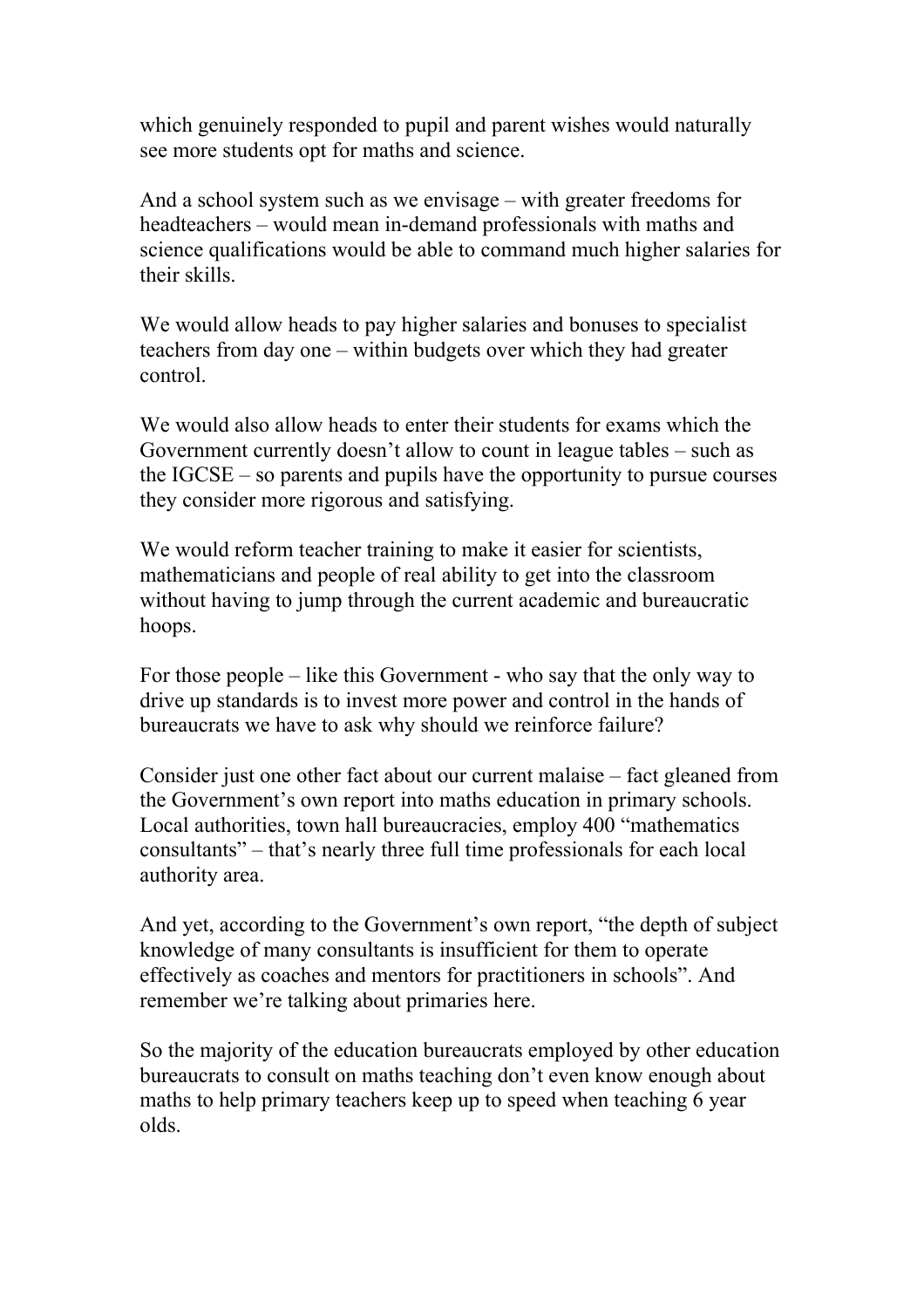which genuinely responded to pupil and parent wishes would naturally see more students opt for maths and science.

And a school system such as we envisage – with greater freedoms for headteachers – would mean in-demand professionals with maths and science qualifications would be able to command much higher salaries for their skills.

We would allow heads to pay higher salaries and bonuses to specialist teachers from day one – within budgets over which they had greater control.

We would also allow heads to enter their students for exams which the Government currently doesn't allow to count in league tables – such as the IGCSE – so parents and pupils have the opportunity to pursue courses they consider more rigorous and satisfying.

We would reform teacher training to make it easier for scientists, mathematicians and people of real ability to get into the classroom without having to jump through the current academic and bureaucratic hoops.

For those people – like this Government - who say that the only way to drive up standards is to invest more power and control in the hands of bureaucrats we have to ask why should we reinforce failure?

Consider just one other fact about our current malaise – fact gleaned from the Government's own report into maths education in primary schools. Local authorities, town hall bureaucracies, employ 400 "mathematics consultants" – that's nearly three full time professionals for each local authority area.

And yet, according to the Government's own report, "the depth of subject knowledge of many consultants is insufficient for them to operate effectively as coaches and mentors for practitioners in schools". And remember we're talking about primaries here.

So the majority of the education bureaucrats employed by other education bureaucrats to consult on maths teaching don't even know enough about maths to help primary teachers keep up to speed when teaching 6 year olds.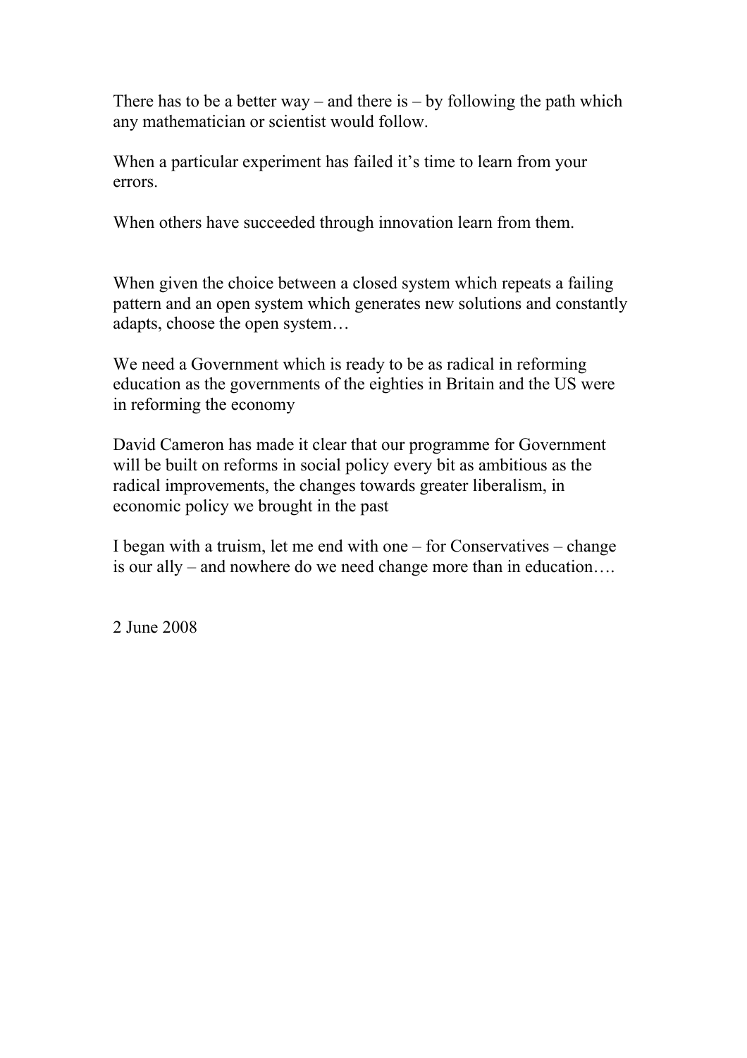There has to be a better way – and there is – by following the path which any mathematician or scientist would follow.

When a particular experiment has failed it's time to learn from your errors.

When others have succeeded through innovation learn from them.

When given the choice between a closed system which repeats a failing pattern and an open system which generates new solutions and constantly adapts, choose the open system…

We need a Government which is ready to be as radical in reforming education as the governments of the eighties in Britain and the US were in reforming the economy

David Cameron has made it clear that our programme for Government will be built on reforms in social policy every bit as ambitious as the radical improvements, the changes towards greater liberalism, in economic policy we brought in the past

I began with a truism, let me end with one – for Conservatives – change is our ally – and nowhere do we need change more than in education….

2 June 2008